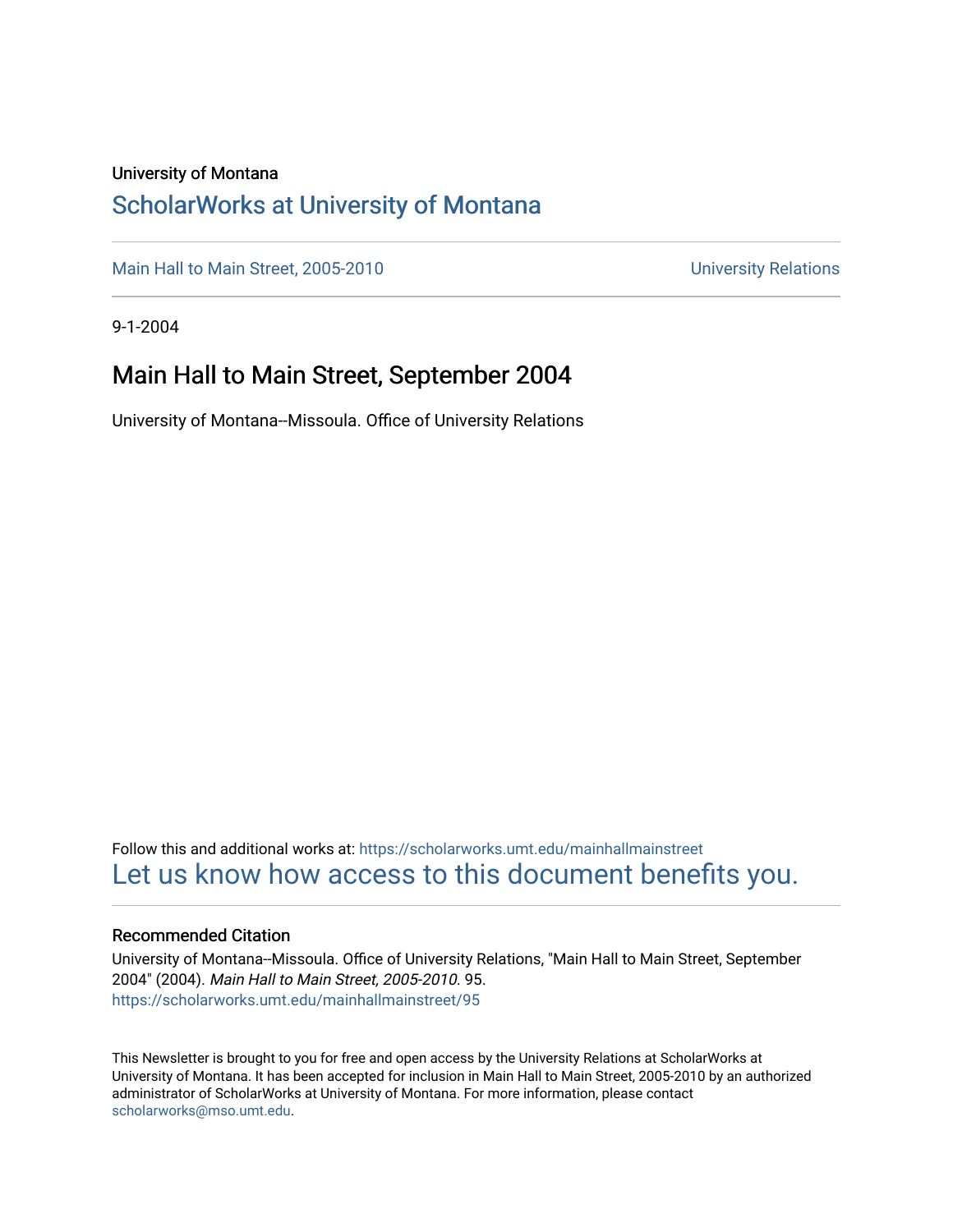University of Montana

## ScholarWorks at University of Montana

Main Hall to Main Street, 2005-2010 University Relations

9-1-2004

# Main Hall to Main Street, September 2004

University of Montana--Missoula. Office of University Relations

Follow this and additional works at: https://scholarworks.umt.edu/mainhallmainstreet

Let us know how access to this document benefits you.

### Recommended Citation

University of Montana--Missoula. Office of University Relations, "Main Hall to Main Street, September 2004" (2004). *Main Hall to Main Street, 2005-2010*. 95.
https://scholarworks.umt.edu/mainhallmainstreet/95

This Newsletter is brought to you for free and open access by the University Relations at ScholarWorks at University of Montana. It has been accepted for inclusion in Main Hall to Main Street, 2005-2010 by an authorized administrator of ScholarWorks at University of Montana. For more information, please contact scholarworks@mso.umt.edu.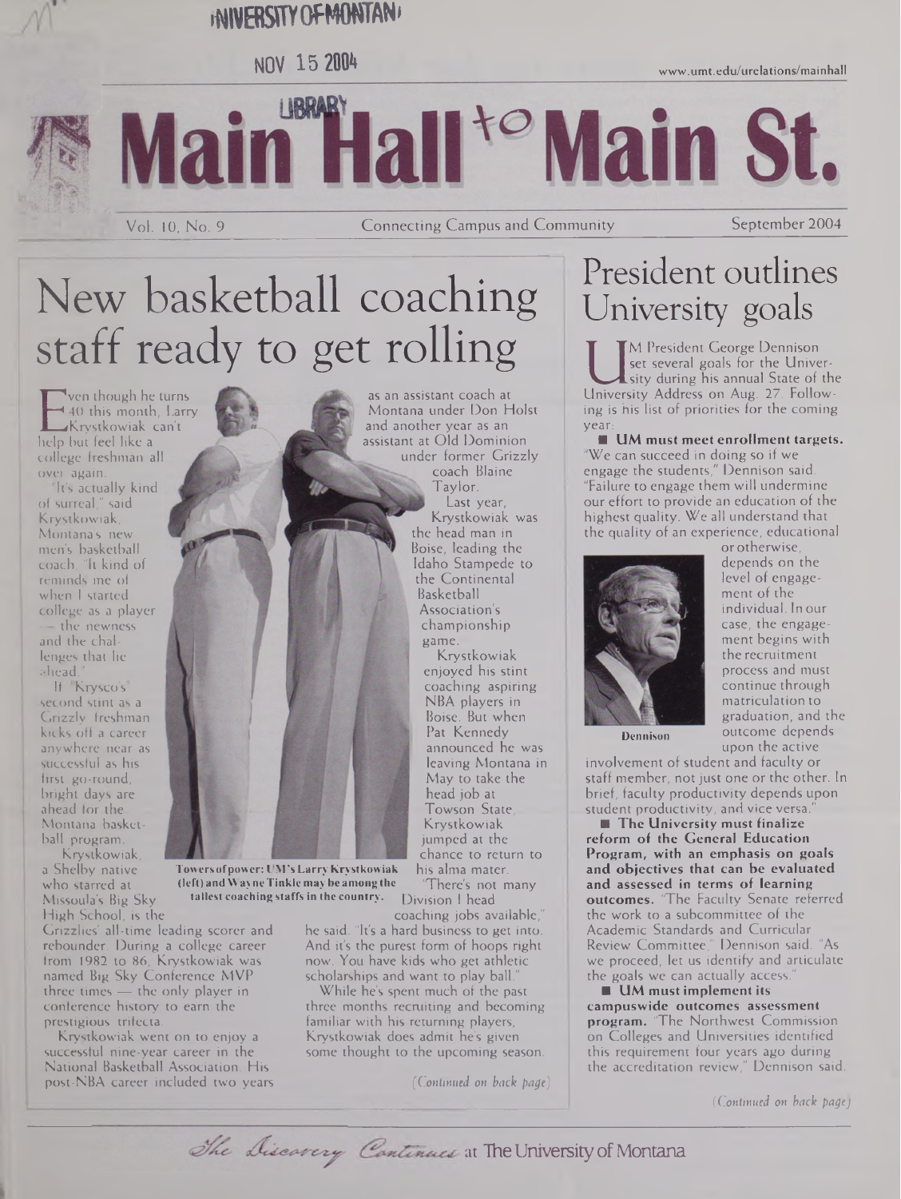# Main Hall to Main St.

Vol. 10, No. 9 — Connecting Campus and Community — September 2004

www.umt.edu/urelations/mainhall

## New basketball coaching staff ready to get rolling

Even though he turns 40 this month, Larry Krystkowiak can't help but feel like a college freshman all over again.

"It's actually kind of surreal," said Krystkowiak, Montana's new men's basketball coach. "It kind of reminds me of when I started college as a player — the newness and the challenges that lie ahead."

If "Krysco's" second stint as a Grizzly freshman kicks off a career anywhere near as successful as his first go-round, bright days are ahead for the Montana basketball program.

Krystkowiak, a Shelby native who starred at Missoula's Big Sky High School, is the Grizzlies' all-time leading scorer and rebounder. During a college career from 1982 to 86, Krystkowiak was named Big Sky Conference MVP three times — the only player in conference history to earn the prestigious trifecta.

Krystkowiak went on to enjoy a successful nine-year career in the National Basketball Association. His post-NBA career included two years as an assistant coach at Montana under Don Holst and another year as an assistant at Old Dominion under former Grizzly coach Blaine Taylor.

Last year, Krystkowiak was the head man in Boise, leading the Idaho Stampede to the Continental Basketball Association's championship game.

Krystkowiak enjoyed his stint coaching aspiring NBA players in Boise. But when Pat Kennedy announced he was leaving Montana in May to take the head job at Towson State, Krystkowiak jumped at the chance to return to his alma mater.

"There's not many Division I head coaching jobs available," he said. "It's a hard business to get into. And it's the purest form of hoops right now. You have kids who get athletic scholarships and want to play ball."

While he's spent much of the past three months recruiting and becoming familiar with his returning players, Krystkowiak does admit he's given some thought to the upcoming season.

*(Continued on back page)*

**Towers of power: UM's Larry Krystkowiak (left) and Wayne Tinkle may be among the tallest coaching staffs in the country.**

## President outlines University goals

UM President George Dennison set several goals for the University during his annual State of the University Address on Aug. 27. Following is his list of priorities for the coming year:

■ **UM must meet enrollment targets.** "We can succeed in doing so if we engage the students," Dennison said. "Failure to engage them will undermine our effort to provide an education of the highest quality. We all understand that the quality of an experience, educational or otherwise, depends on the level of engagement of the individual. In our case, the engagement begins with the recruitment process and must continue through matriculation to graduation, and the outcome depends upon the active involvement of student and faculty or staff member, not just one or the other. In brief, faculty productivity depends upon student productivity, and vice versa."

**Dennison**

■ **The University must finalize reform of the General Education Program, with an emphasis on goals and objectives that can be evaluated and assessed in terms of learning outcomes.** "The Faculty Senate referred the work to a subcommittee of the Academic Standards and Curricular Review Committee," Dennison said. "As we proceed, let us identify and articulate the goals we can actually access."

■ **UM must implement its campuswide outcomes assessment program.** "The Northwest Commission on Colleges and Universities identified this requirement four years ago during the accreditation review," Dennison said.

*(Continued on back page)*

*The Discovery Continues* at The University of Montana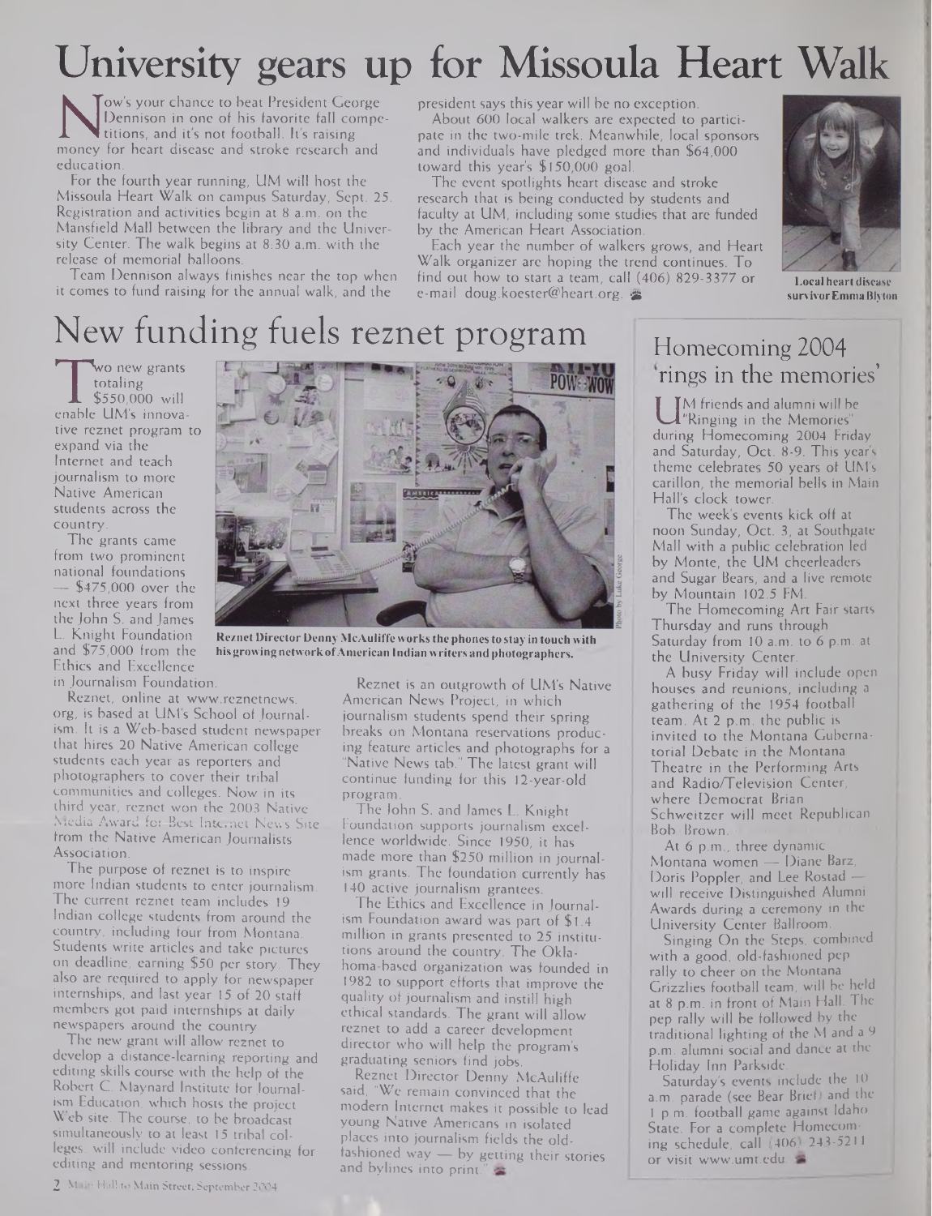# University gears up for Missoula Heart Walk

Now's your chance to beat President George Dennison in one of his favorite fall competitions, and it's not football. It's raising money for heart disease and stroke research and education.

For the fourth year running, UM will host the Missoula Heart Walk on campus Saturday, Sept. 25. Registration and activities begin at 8 a.m. on the Mansfield Mall between the library and the University Center. The walk begins at 8:30 a.m. with the release of memorial balloons.

Team Dennison always finishes near the top when it comes to fund raising for the annual walk, and the president says this year will be no exception.

About 600 local walkers are expected to participate in the two-mile trek. Meanwhile, local sponsors and individuals have pledged more than $64,000 toward this year's $150,000 goal.

The event spotlights heart disease and stroke research that is being conducted by students and faculty at UM, including some studies that are funded by the American Heart Association.

Each year the number of walkers grows, and Heart Walk organizer are hoping the trend continues. To find out how to start a team, call (406) 829-3377 or e-mail doug.koester@heart.org.

Local heart disease survivor Emma Blyton

# New funding fuels reznet program

Two new grants totaling $550,000 will enable UM's innovative reznet program to expand via the Internet and teach journalism to more Native American students across the country.

The grants came from two prominent national foundations — $475,000 over the next three years from the John S. and James L. Knight Foundation and $75,000 from the Ethics and Excellence in Journalism Foundation.

Reznet, online at www.reznetnews.org, is based at UM's School of Journalism. It is a Web-based student newspaper that hires 20 Native American college students each year as reporters and photographers to cover their tribal communities and colleges. Now in its third year, reznet won the 2003 Native Media Award for Best Internet News Site from the Native American Journalists Association.

The purpose of reznet is to inspire more Indian students to enter journalism. The current reznet team includes 19 Indian college students from around the country, including four from Montana. Students write articles and take pictures on deadline, earning $50 per story. They also are required to apply for newspaper internships, and last year 15 of 20 staff members got paid internships at daily newspapers around the country.

The new grant will allow reznet to develop a distance-learning reporting and editing skills course with the help of the Robert C. Maynard Institute for Journalism Education, which hosts the project Web site. The course, to be broadcast simultaneously to at least 15 tribal colleges, will include video conferencing for editing and mentoring sessions.

Reznet Director Denny McAuliffe works the phones to stay in touch with his growing network of American Indian writers and photographers.

Reznet is an outgrowth of UM's Native American News Project, in which journalism students spend their spring breaks on Montana reservations producing feature articles and photographs for a "Native News tab." The latest grant will continue funding for this 12-year-old program.

The John S. and James L. Knight Foundation supports journalism excellence worldwide. Since 1950, it has made more than $250 million in journalism grants. The foundation currently has 140 active journalism grantees.

The Ethics and Excellence in Journalism Foundation award was part of $1.4 million in grants presented to 25 institutions around the country. The Oklahoma-based organization was founded in 1982 to support efforts that improve the quality of journalism and instill high ethical standards. The grant will allow reznet to add a career development director who will help the program's graduating seniors find jobs.

Reznet Director Denny McAuliffe said, "We remain convinced that the modern Internet makes it possible to lead young Native Americans in isolated places into journalism fields the old-fashioned way — by getting their stories and bylines into print."

## Homecoming 2004 'rings in the memories'

UM friends and alumni will be "Ringing in the Memories" during Homecoming 2004 Friday and Saturday, Oct. 8-9. This year's theme celebrates 50 years of UM's carillon, the memorial bells in Main Hall's clock tower.

The week's events kick off at noon Sunday, Oct. 3, at Southgate Mall with a public celebration led by Monte, the UM cheerleaders and Sugar Bears, and a live remote by Mountain 102.5 FM.

The Homecoming Art Fair starts Thursday and runs through Saturday from 10 a.m. to 6 p.m. at the University Center.

A busy Friday will include open houses and reunions, including a gathering of the 1954 football team. At 2 p.m. the public is invited to the Montana Gubernatorial Debate in the Montana Theatre in the Performing Arts and Radio/Television Center, where Democrat Brian Schweitzer will meet Republican Bob Brown.

At 6 p.m., three dynamic Montana women — Diane Barz, Doris Poppler, and Lee Rostad — will receive Distinguished Alumni Awards during a ceremony in the University Center Ballroom.

Singing On the Steps, combined with a good, old-fashioned pep rally to cheer on the Montana Grizzlies football team, will be held at 8 p.m. in front of Main Hall. The pep rally will be followed by the traditional lighting of the M and a 9 p.m. alumni social and dance at the Holiday Inn Parkside.

Saturday's events include the 10 a.m. parade (see Bear Brief) and the 1 p.m. football game against Idaho State. For a complete Homecoming schedule, call (406) 243-5211 or visit www.umt.edu.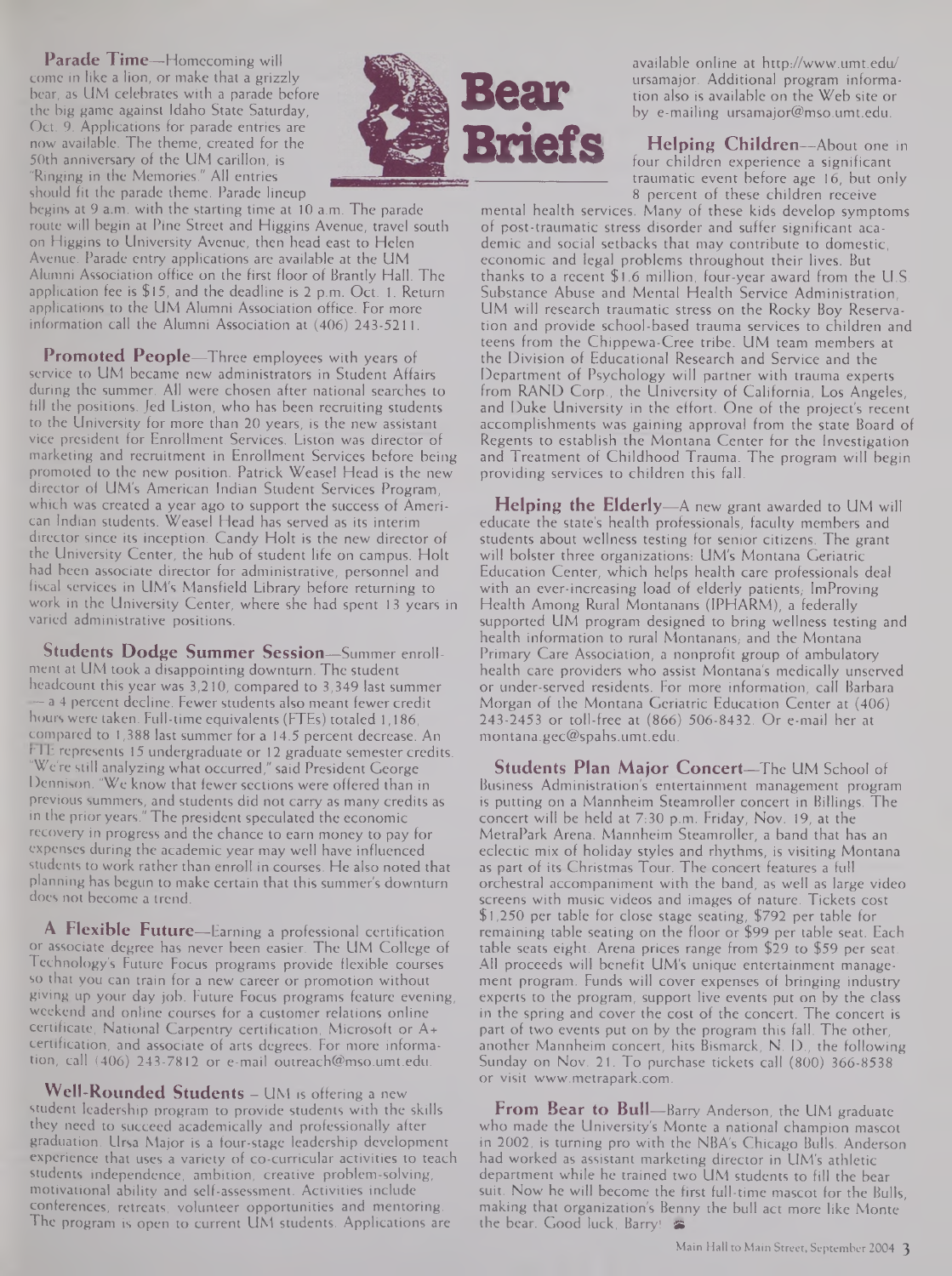# Bear Briefs

**Parade Time**—Homecoming will come in like a lion, or make that a grizzly bear, as UM celebrates with a parade before the big game against Idaho State Saturday, Oct. 9. Applications for parade entries are now available. The theme, created for the 50th anniversary of the UM carillon, is "Ringing in the Memories." All entries should fit the parade theme. Parade lineup begins at 9 a.m. with the starting time at 10 a.m. The parade route will begin at Pine Street and Higgins Avenue, travel south on Higgins to University Avenue, then head east to Helen Avenue. Parade entry applications are available at the UM Alumni Association office on the first floor of Brantly Hall. The application fee is $15, and the deadline is 2 p.m. Oct. 1. Return applications to the UM Alumni Association office. For more information call the Alumni Association at (406) 243-5211.

**Promoted People**—Three employees with years of service to UM became new administrators in Student Affairs during the summer. All were chosen after national searches to fill the positions. Jed Liston, who has been recruiting students to the University for more than 20 years, is the new assistant vice president for Enrollment Services. Liston was director of marketing and recruitment in Enrollment Services before being promoted to the new position. Patrick Weasel Head is the new director of UM's American Indian Student Services Program, which was created a year ago to support the success of American Indian students. Weasel Head has served as its interim director since its inception. Candy Holt is the new director of the University Center, the hub of student life on campus. Holt had been associate director for administrative, personnel and fiscal services in UM's Mansfield Library before returning to work in the University Center, where she had spent 13 years in varied administrative positions.

**Students Dodge Summer Session**—Summer enrollment at UM took a disappointing downturn. The student headcount this year was 3,210, compared to 3,349 last summer — a 4 percent decline. Fewer students also meant fewer credit hours were taken. Full-time equivalents (FTEs) totaled 1,186, compared to 1,388 last summer for a 14.5 percent decrease. An FTE represents 15 undergraduate or 12 graduate semester credits. "We're still analyzing what occurred," said President George Dennison. "We know that fewer sections were offered than in previous summers, and students did not carry as many credits as in the prior years." The president speculated the economic recovery in progress and the chance to earn money to pay for expenses during the academic year may well have influenced students to work rather than enroll in courses. He also noted that planning has begun to make certain that this summer's downturn does not become a trend.

**A Flexible Future**—Earning a professional certification or associate degree has never been easier. The UM College of Technology's Future Focus programs provide flexible courses so that you can train for a new career or promotion without giving up your day job. Future Focus programs feature evening, weekend and online courses for a customer relations online certificate, National Carpentry certification, Microsoft or A+ certification, and associate of arts degrees. For more information, call (406) 243-7812 or e-mail outreach@mso.umt.edu.

**Well-Rounded Students** – UM is offering a new student leadership program to provide students with the skills they need to succeed academically and professionally after graduation. Ursa Major is a four-stage leadership development experience that uses a variety of co-curricular activities to teach students independence, ambition, creative problem-solving, motivational ability and self-assessment. Activities include conferences, retreats, volunteer opportunities and mentoring. The program is open to current UM students. Applications are available online at http://www.umt.edu/ursamajor. Additional program information also is available on the Web site or by e-mailing ursamajor@mso.umt.edu.

**Helping Children**—About one in four children experience a significant traumatic event before age 16, but only 8 percent of these children receive mental health services. Many of these kids develop symptoms of post-traumatic stress disorder and suffer significant academic and social setbacks that may contribute to domestic, economic and legal problems throughout their lives. But thanks to a recent $1.6 million, four-year award from the U.S. Substance Abuse and Mental Health Service Administration, UM will research traumatic stress on the Rocky Boy Reservation and provide school-based trauma services to children and teens from the Chippewa-Cree tribe. UM team members at the Division of Educational Research and Service and the Department of Psychology will partner with trauma experts from RAND Corp., the University of California, Los Angeles, and Duke University in the effort. One of the project's recent accomplishments was gaining approval from the state Board of Regents to establish the Montana Center for the Investigation and Treatment of Childhood Trauma. The program will begin providing services to children this fall.

**Helping the Elderly**—A new grant awarded to UM will educate the state's health professionals, faculty members and students about wellness testing for senior citizens. The grant will bolster three organizations: UM's Montana Geriatric Education Center, which helps health care professionals deal with an ever-increasing load of elderly patients; ImProving Health Among Rural Montanans (IPHARM), a federally supported UM program designed to bring wellness testing and health information to rural Montanans; and the Montana Primary Care Association, a nonprofit group of ambulatory health care providers who assist Montana's medically unserved or under-served residents. For more information, call Barbara Morgan of the Montana Geriatric Education Center at (406) 243-2453 or toll-free at (866) 506-8432. Or e-mail her at montana.gec@spahs.umt.edu.

**Students Plan Major Concert**—The UM School of Business Administration's entertainment management program is putting on a Mannheim Steamroller concert in Billings. The concert will be held at 7:30 p.m. Friday, Nov. 19, at the MetraPark Arena. Mannheim Steamroller, a band that has an eclectic mix of holiday styles and rhythms, is visiting Montana as part of its Christmas Tour. The concert features a full orchestral accompaniment with the band, as well as large video screens with music videos and images of nature. Tickets cost $1,250 per table for close stage seating, $792 per table for remaining table seating on the floor or $99 per table seat. Each table seats eight. Arena prices range from $29 to $59 per seat. All proceeds will benefit UM's unique entertainment management program. Funds will cover expenses of bringing industry experts to the program, support live events put on by the class in the spring and cover the cost of the concert. The concert is part of two events put on by the program this fall. The other, another Mannheim concert, hits Bismarck, N.D., the following Sunday on Nov. 21. To purchase tickets call (800) 366-8538 or visit www.metrapark.com.

**From Bear to Bull**—Barry Anderson, the UM graduate who made the University's Monte a national champion mascot in 2002, is turning pro with the NBA's Chicago Bulls. Anderson had worked as assistant marketing director in UM's athletic department while he trained two UM students to fill the bear suit. Now he will become the first full-time mascot for the Bulls, making that organization's Benny the bull act more like Monte the bear. Good luck, Barry!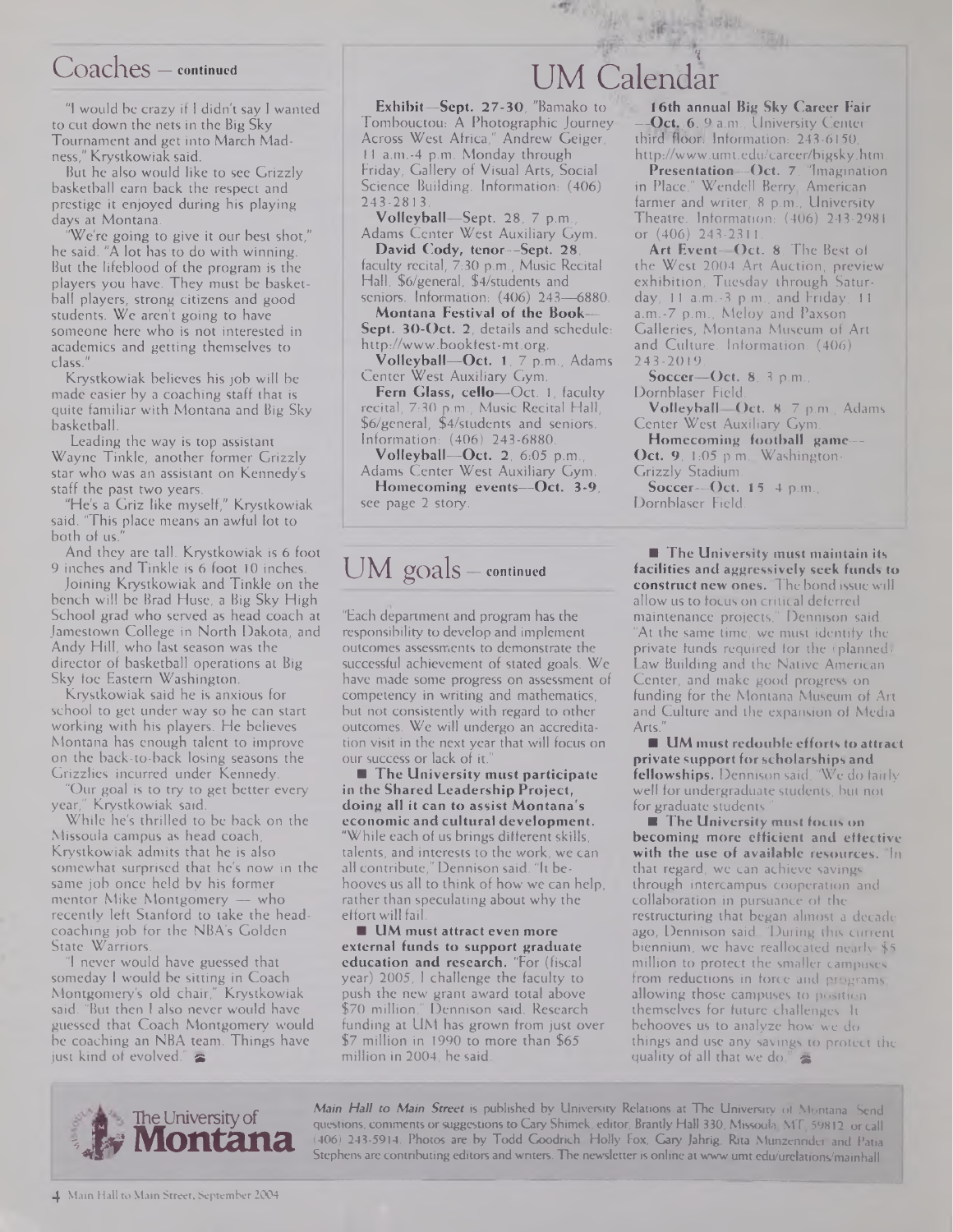## Coaches — continued

"I would be crazy if I didn't say I wanted to cut down the nets in the Big Sky Tournament and get into March Madness," Krystkowiak said.

But he also would like to see Grizzly basketball earn back the respect and prestige it enjoyed during his playing days at Montana.

"We're going to give it our best shot," he said. "A lot has to do with winning. But the lifeblood of the program is the players you have. They must be basketball players, strong citizens and good students. We aren't going to have someone here who is not interested in academics and getting themselves to class."

Krystkowiak believes his job will be made easier by a coaching staff that is quite familiar with Montana and Big Sky basketball.

Leading the way is top assistant Wayne Tinkle, another former Grizzly star who was an assistant on Kennedy's staff the past two years.

"He's a Griz like myself," Krystkowiak said. "This place means an awful lot to both of us."

And they are tall. Krystkowiak is 6 foot 9 inches and Tinkle is 6 foot 10 inches.

Joining Krystkowiak and Tinkle on the bench will be Brad Huse, a Big Sky High School grad who served as head coach at Jamestown College in North Dakota, and Andy Hill, who last season was the director of basketball operations at Big Sky foe Eastern Washington.

Krystkowiak said he is anxious for school to get under way so he can start working with his players. He believes Montana has enough talent to improve on the back-to-back losing seasons the Grizzlies incurred under Kennedy.

"Our goal is to try to get better every year," Krystkowiak said.

While he's thrilled to be back on the Missoula campus as head coach, Krystkowiak admits that he is also somewhat surprised that he's now in the same job once held by his former mentor Mike Montgomery — who recently left Stanford to take the head-coaching job for the NBA's Golden State Warriors.

"I never would have guessed that someday I would be sitting in Coach Montgomery's old chair," Krystkowiak said. "But then I also never would have guessed that Coach Montgomery would be coaching an NBA team. Things have just kind of evolved."

# UM Calendar

**Exhibit—Sept. 27-30**, "Bamako to Tombouctou: A Photographic Journey Across West Africa," Andrew Geiger, 11 a.m.-4 p.m. Monday through Friday, Gallery of Visual Arts, Social Science Building. Information: (406) 243-2813.

**Volleyball—Sept. 28**, 7 p.m., Adams Center West Auxiliary Gym.

**David Cody, tenor—Sept. 28**, faculty recital, 7:30 p.m., Music Recital Hall, $6/general, $4/students and seniors. Information: (406) 243—6880.

**Montana Festival of the Book—Sept. 30-Oct. 2**, details and schedule: http://www.bookfest-mt.org.

**Volleyball—Oct. 1**, 7 p.m., Adams Center West Auxiliary Gym.

**Fern Glass, cello—**Oct. 1, faculty recital, 7:30 p.m., Music Recital Hall, $6/general, $4/students and seniors. Information: (406) 243-6880.

**Volleyball—Oct. 2**, 6:05 p.m., Adams Center West Auxiliary Gym.

**Homecoming events—Oct. 3-9**, see page 2 story.

**16th annual Big Sky Career Fair—Oct. 6**, 9 a.m., University Center third floor. Information: 243-6150, http://www.umt.edu/career/bigsky.htm.

**Presentation—Oct. 7**, "Imagination in Place," Wendell Berry, American farmer and writer, 8 p.m., University Theatre. Information: (406) 243-2981 or (406) 243-2311.

**Art Event—Oct. 8**, The Best of the West 2004 Art Auction, preview exhibition, Tuesday through Saturday, 11 a.m.-3 p.m., and Friday, 11 a.m.-7 p.m., Meloy and Paxson Galleries, Montana Museum of Art and Culture. Information: (406) 243-2019.

**Soccer—Oct. 8**, 3 p.m., Dornblaser Field.

**Volleyball—Oct. 8**, 7 p.m., Adams Center West Auxiliary Gym.

**Homecoming football game—Oct. 9**, 1:05 p.m., Washington-Grizzly Stadium.

**Soccer—Oct. 15**, 4 p.m., Dornblaser Field.

## UM goals — continued

"Each department and program has the responsibility to develop and implement outcomes assessments to demonstrate the successful achievement of stated goals. We have made some progress on assessment of competency in writing and mathematics, but not consistently with regard to other outcomes. We will undergo an accreditation visit in the next year that will focus on our success or lack of it."

■ **The University must participate in the Shared Leadership Project, doing all it can to assist Montana's economic and cultural development.** "While each of us brings different skills, talents, and interests to the work, we can all contribute," Dennison said. "It behooves us all to think of how we can help, rather than speculating about why the effort will fail."

■ **UM must attract even more external funds to support graduate education and research.** "For (fiscal year) 2005, I challenge the faculty to push the new grant award total above $70 million," Dennison said. Research funding at UM has grown from just over $7 million in 1990 to more than $65 million in 2004, he said.

■ **The University must maintain its facilities and aggressively seek funds to construct new ones.** "The bond issue will allow us to focus on critical deferred maintenance projects," Dennison said. "At the same time, we must identify the private funds required for the (planned) Law Building and the Native American Center, and make good progress on funding for the Montana Museum of Art and Culture and the expansion of Media Arts."

■ **UM must redouble efforts to attract private support for scholarships and fellowships.** Dennison said. "We do fairly well for undergraduate students, but not for graduate students."

■ **The University must focus on becoming more efficient and effective with the use of available resources.** "In that regard, we can achieve savings through intercampus cooperation and collaboration in pursuance of the restructuring that began almost a decade ago," Dennison said. "During this current biennium, we have reallocated nearly $5 million to protect the smaller campuses from reductions in force and programs, allowing those campuses to position themselves for future challenges. It behooves us to analyze how we do things and use any savings to protect the quality of all that we do."

The University of Montana

*Main Hall to Main Street* is published by University Relations at The University of Montana. Send questions, comments or suggestions to Cary Shimek, editor, Brantly Hall 330, Missoula, MT 59812, or call (406) 243-5914. Photos are by Todd Goodrich. Holly Fox, Gary Jahrig, Rita Munzenrider and Patia Stephens are contributing editors and writers. The newsletter is online at www.umt.edu/urelations/mainhall.